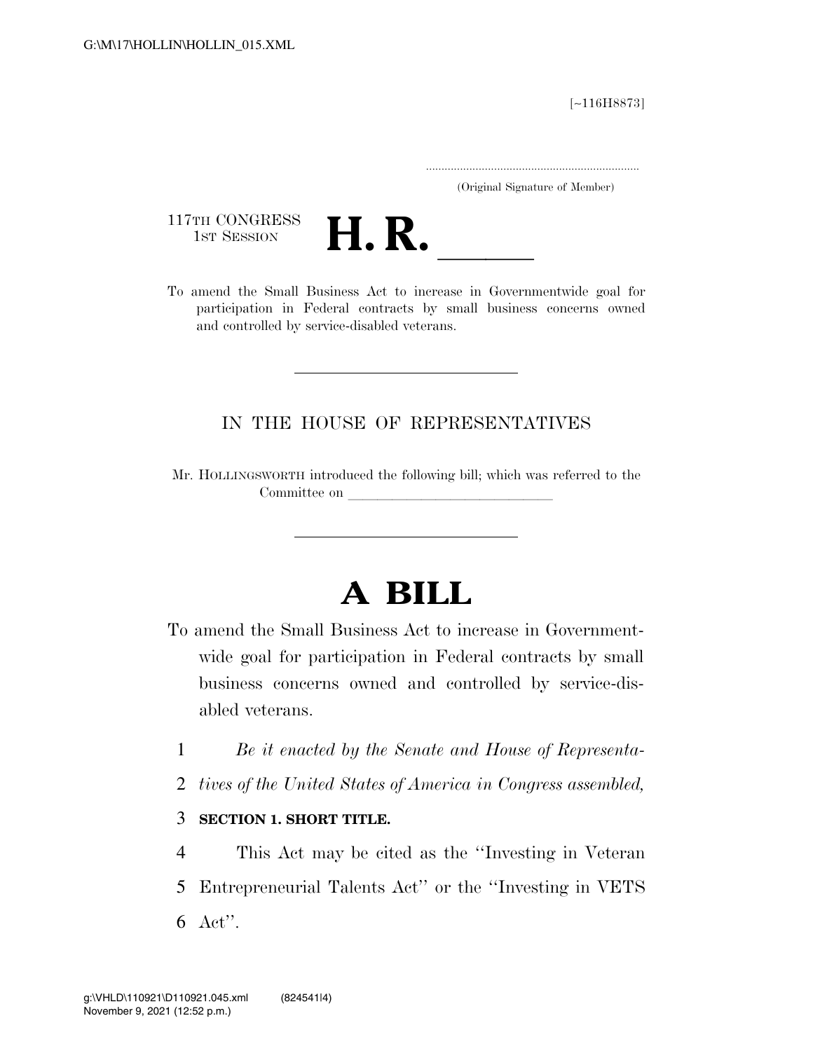[~116H8873]

.....................................................................
(Original Signature of Member)

117TH CONGRESS
1ST SESSION

# H. R. \_\_\_\_\_\_

To amend the Small Business Act to increase in Governmentwide goal for participation in Federal contracts by small business concerns owned and controlled by service-disabled veterans.

---

IN THE HOUSE OF REPRESENTATIVES

Mr. HOLLINGSWORTH introduced the following bill; which was referred to the Committee on \_\_\_\_\_\_\_\_\_\_\_\_\_\_\_\_\_\_\_\_\_\_\_\_\_\_\_\_\_\_

---

# A BILL

To amend the Small Business Act to increase in Governmentwide goal for participation in Federal contracts by small business concerns owned and controlled by service-disabled veterans.

1 *Be it enacted by the Senate and House of Representa-*
2 *tives of the United States of America in Congress assembled,*

3 **SECTION 1. SHORT TITLE.**

4 This Act may be cited as the ''Investing in Veteran
5 Entrepreneurial Talents Act'' or the ''Investing in VETS
6 Act''.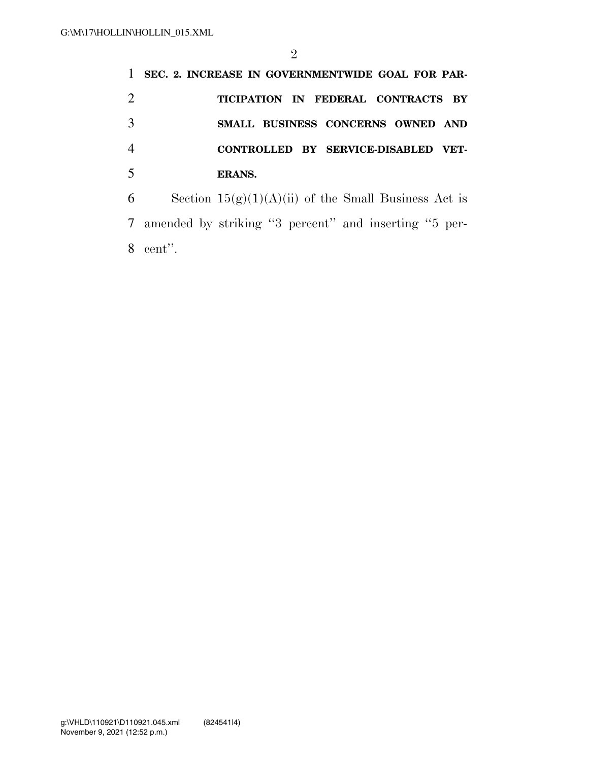**SEC. 2. INCREASE IN GOVERNMENTWIDE GOAL FOR PARTICIPATION IN FEDERAL CONTRACTS BY SMALL BUSINESS CONCERNS OWNED AND CONTROLLED BY SERVICE-DISABLED VETERANS.**

Section 15(g)(1)(A)(ii) of the Small Business Act is amended by striking "3 percent" and inserting "5 percent".